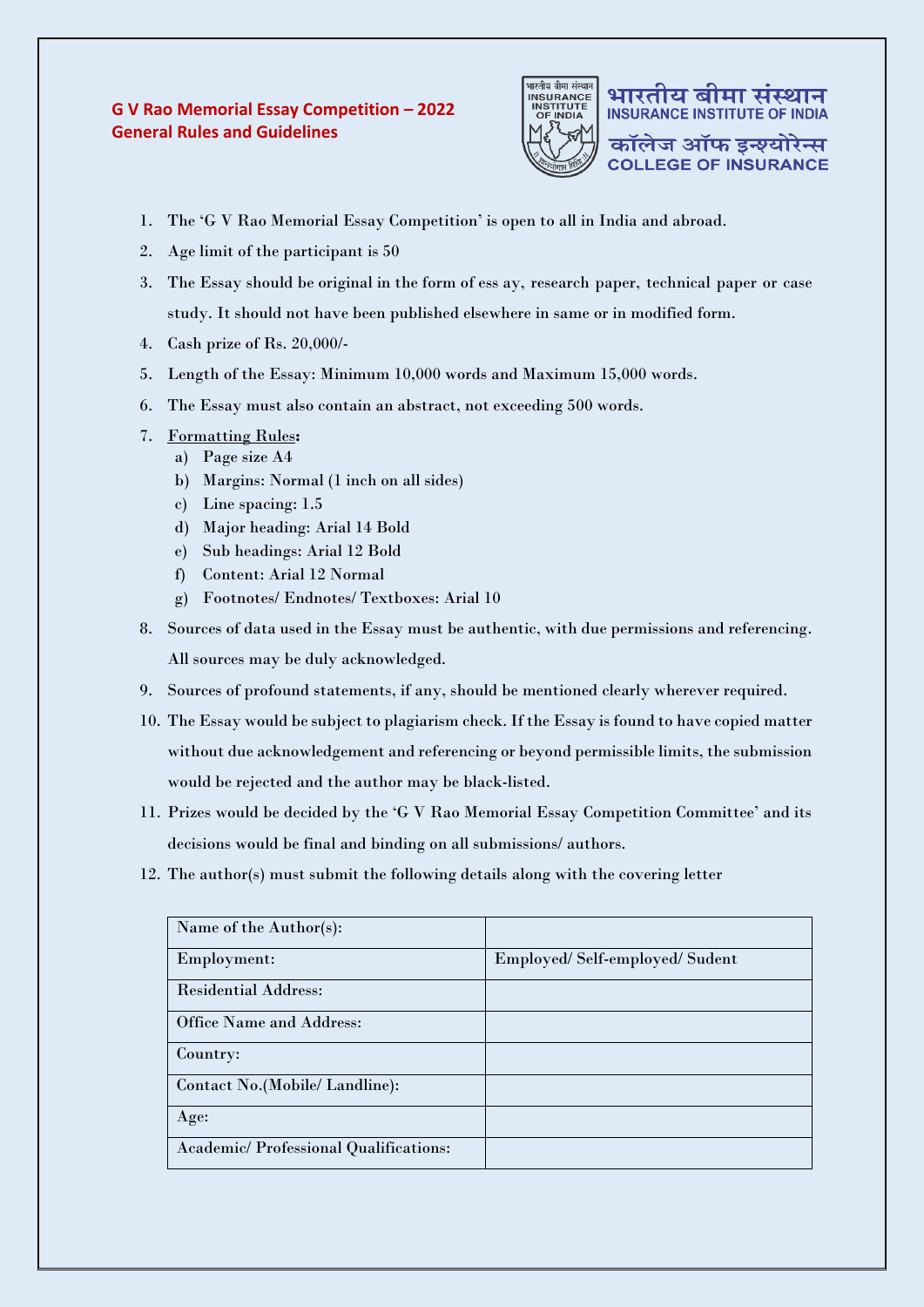**G V Rao Memorial Essay Competition – 2022**
**General Rules and Guidelines**

भारतीय बीमा संस्थान
INSURANCE INSTITUTE OF INDIA
कॉलेज ऑफ इन्श्योरेन्स
COLLEGE OF INSURANCE

1. The 'G V Rao Memorial Essay Competition' is open to all in India and abroad.
2. Age limit of the participant is 50
3. The Essay should be original in the form of ess ay, research paper, technical paper or case study. It should not have been published elsewhere in same or in modified form.
4. Cash prize of Rs. 20,000/-
5. Length of the Essay: Minimum 10,000 words and Maximum 15,000 words.
6. The Essay must also contain an abstract, not exceeding 500 words.
7. <u>Formatting Rules</u>**:**
   a) Page size A4
   b) Margins: Normal (1 inch on all sides)
   c) Line spacing: 1.5
   d) Major heading: Arial 14 Bold
   e) Sub headings: Arial 12 Bold
   f) Content: Arial 12 Normal
   g) Footnotes/ Endnotes/ Textboxes: Arial 10
8. Sources of data used in the Essay must be authentic, with due permissions and referencing. All sources may be duly acknowledged.
9. Sources of profound statements, if any, should be mentioned clearly wherever required.
10. The Essay would be subject to plagiarism check. If the Essay is found to have copied matter without due acknowledgement and referencing or beyond permissible limits, the submission would be rejected and the author may be black-listed.
11. Prizes would be decided by the 'G V Rao Memorial Essay Competition Committee' and its decisions would be final and binding on all submissions/ authors.
12. The author(s) must submit the following details along with the covering letter

| Name of the Author(s): | |
|---|---|
| Employment: | Employed/ Self-employed/ Sudent |
| Residential Address: | |
| Office Name and Address: | |
| Country: | |
| Contact No.(Mobile/ Landline): | |
| Age: | |
| Academic/ Professional Qualifications: | |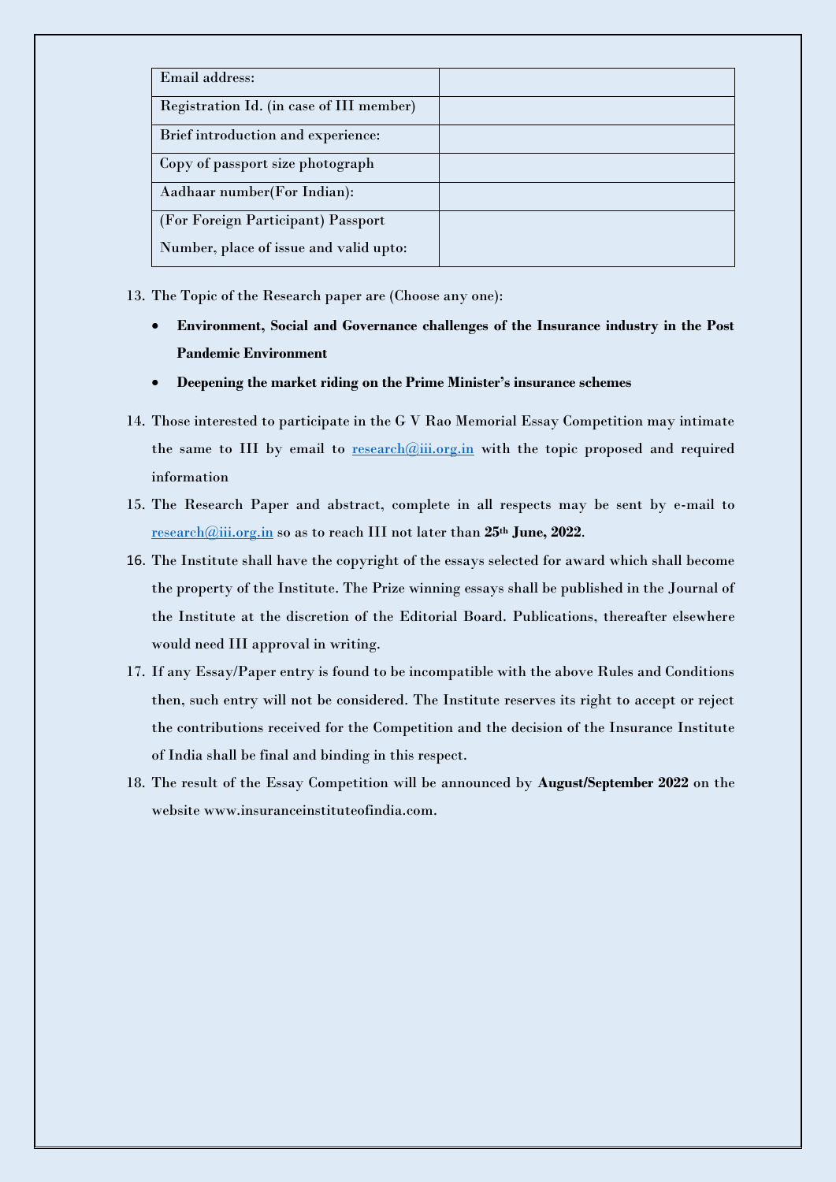| | |
|---|---|
| Email address: | |
| Registration Id. (in case of III member) | |
| Brief introduction and experience: | |
| Copy of passport size photograph | |
| Aadhaar number(For Indian): | |
| (For Foreign Participant) Passport Number, place of issue and valid upto: | |

13. The Topic of the Research paper are (Choose any one):
    - **Environment, Social and Governance challenges of the Insurance industry in the Post Pandemic Environment**
    - **Deepening the market riding on the Prime Minister's insurance schemes**
14. Those interested to participate in the G V Rao Memorial Essay Competition may intimate the same to III by email to research@iii.org.in with the topic proposed and required information
15. The Research Paper and abstract, complete in all respects may be sent by e-mail to research@iii.org.in so as to reach III not later than **25th June, 2022**.
16. The Institute shall have the copyright of the essays selected for award which shall become the property of the Institute. The Prize winning essays shall be published in the Journal of the Institute at the discretion of the Editorial Board. Publications, thereafter elsewhere would need III approval in writing.
17. If any Essay/Paper entry is found to be incompatible with the above Rules and Conditions then, such entry will not be considered. The Institute reserves its right to accept or reject the contributions received for the Competition and the decision of the Insurance Institute of India shall be final and binding in this respect.
18. The result of the Essay Competition will be announced by **August/September 2022** on the website www.insuranceinstituteofindia.com.